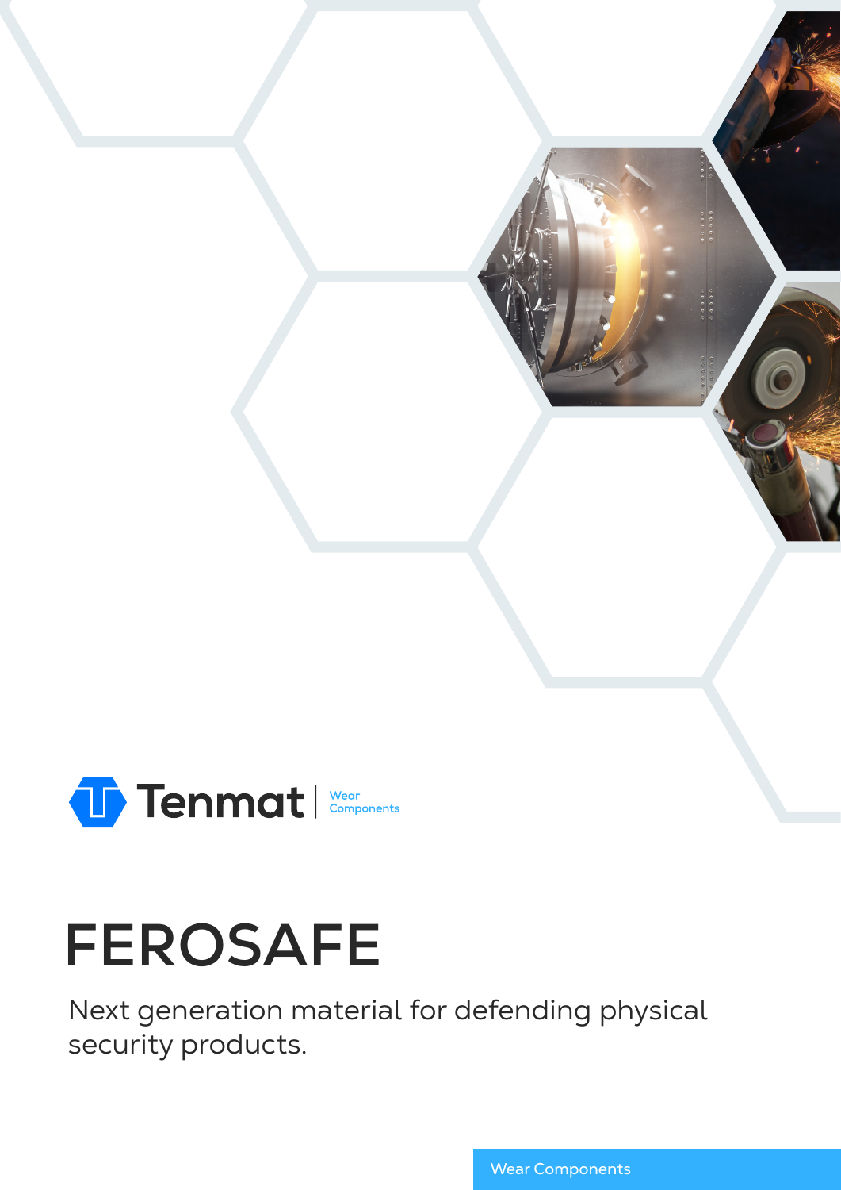Tenmat | Wear Components

# FEROSAFE

Next generation material for defending physical security products.

Wear Components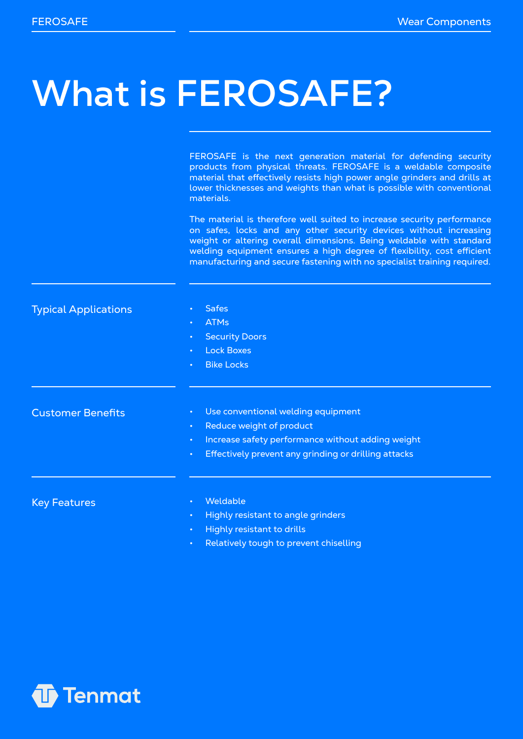# What is FEROSAFE?

FEROSAFE is the next generation material for defending security products from physical threats. FEROSAFE is a weldable composite material that effectively resists high power angle grinders and drills at lower thicknesses and weights than what is possible with conventional materials.

The material is therefore well suited to increase security performance on safes, locks and any other security devices without increasing weight or altering overall dimensions. Being weldable with standard welding equipment ensures a high degree of flexibility, cost efficient manufacturing and secure fastening with no specialist training required.

## Typical Applications

- Safes
- ATMs
- Security Doors
- Lock Boxes
- Bike Locks

## Customer Benefits

- Use conventional welding equipment
- Reduce weight of product
- Increase safety performance without adding weight
- Effectively prevent any grinding or drilling attacks

## Key Features

- Weldable
- Highly resistant to angle grinders
- Highly resistant to drills
- Relatively tough to prevent chiselling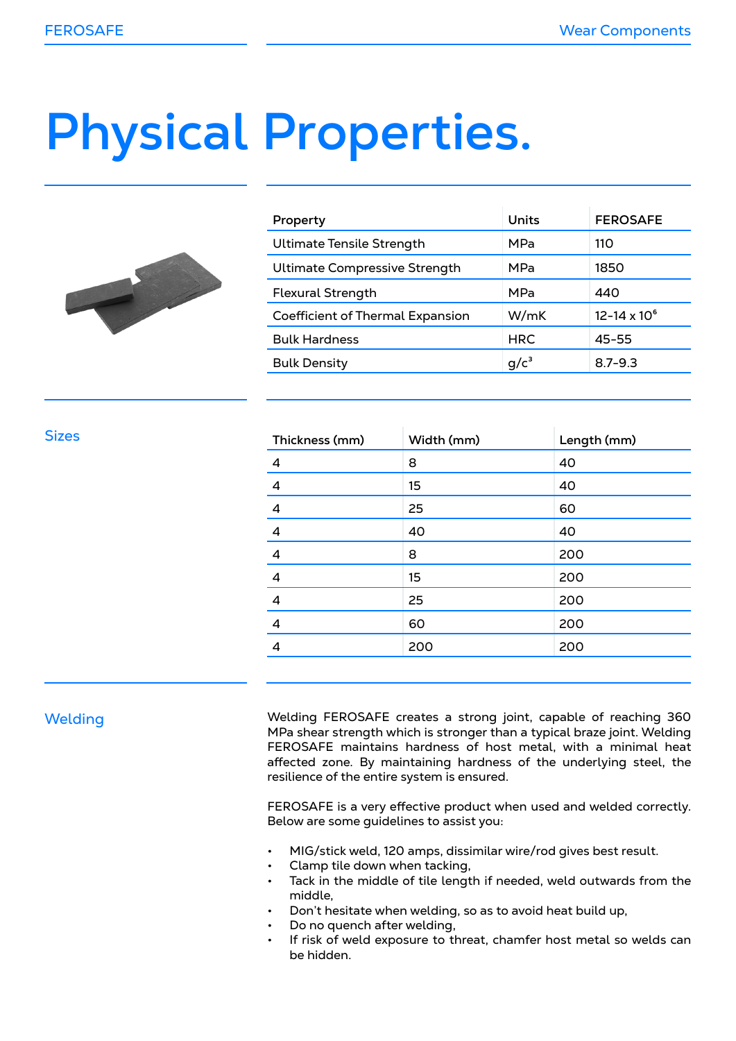# Physical Properties.

| Property | Units | FEROSAFE |
|---|---|---|
| Ultimate Tensile Strength | MPa | 110 |
| Ultimate Compressive Strength | MPa | 1850 |
| Flexural Strength | MPa | 440 |
| Coefficient of Thermal Expansion | W/mK | 12-14 x $10^6$ |
| Bulk Hardness | HRC | 45-55 |
| Bulk Density | g/$c^3$ | 8.7-9.3 |

## Sizes

| Thickness (mm) | Width (mm) | Length (mm) |
|---|---|---|
| 4 | 8 | 40 |
| 4 | 15 | 40 |
| 4 | 25 | 60 |
| 4 | 40 | 40 |
| 4 | 8 | 200 |
| 4 | 15 | 200 |
| 4 | 25 | 200 |
| 4 | 60 | 200 |
| 4 | 200 | 200 |

## Welding

Welding FEROSAFE creates a strong joint, capable of reaching 360 MPa shear strength which is stronger than a typical braze joint. Welding FEROSAFE maintains hardness of host metal, with a minimal heat affected zone. By maintaining hardness of the underlying steel, the resilience of the entire system is ensured.

FEROSAFE is a very effective product when used and welded correctly. Below are some guidelines to assist you:

- MIG/stick weld, 120 amps, dissimilar wire/rod gives best result.
- Clamp tile down when tacking,
- Tack in the middle of tile length if needed, weld outwards from the middle,
- Don't hesitate when welding, so as to avoid heat build up,
- Do no quench after welding,
- If risk of weld exposure to threat, chamfer host metal so welds can be hidden.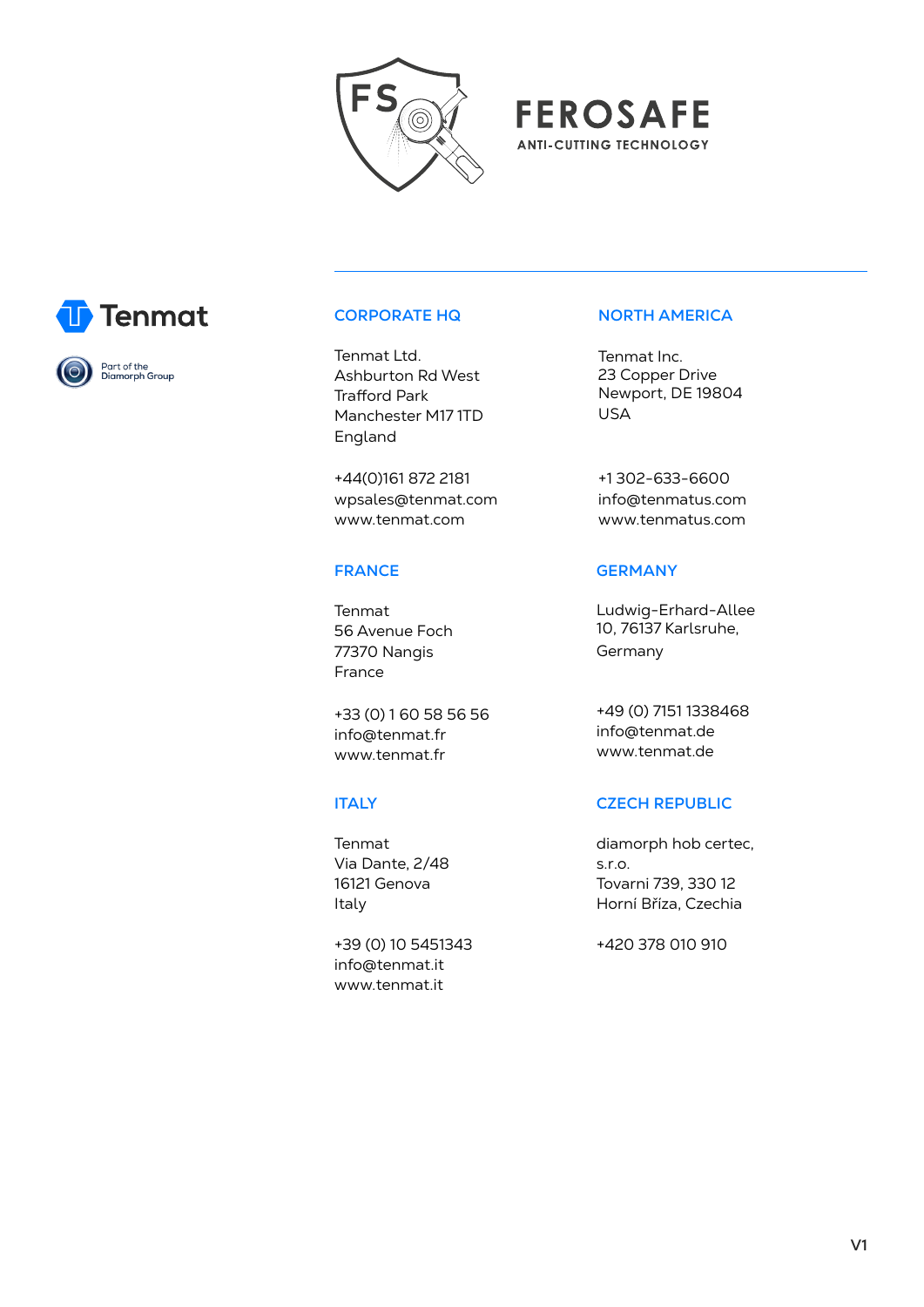FEROSAFE

ANTI-CUTTING TECHNOLOGY

Tenmat

Part of the Diamorph Group

## CORPORATE HQ

Tenmat Ltd.
Ashburton Rd West
Trafford Park
Manchester M17 1TD
England

+44(0)161 872 2181
wpsales@tenmat.com
www.tenmat.com

## NORTH AMERICA

Tenmat Inc.
23 Copper Drive
Newport, DE 19804
USA

+1 302-633-6600
info@tenmatus.com
www.tenmatus.com

## FRANCE

Tenmat
56 Avenue Foch
77370 Nangis
France

+33 (0) 1 60 58 56 56
info@tenmat.fr
www.tenmat.fr

## GERMANY

Ludwig-Erhard-Allee
10, 76137 Karlsruhe,
Germany

+49 (0) 7151 1338468
info@tenmat.de
www.tenmat.de

## ITALY

Tenmat
Via Dante, 2/48
16121 Genova
Italy

+39 (0) 10 5451343
info@tenmat.it
www.tenmat.it

## CZECH REPUBLIC

diamorph hob certec,
s.r.o.
Tovarni 739, 330 12
Horní Bříza, Czechia

+420 378 010 910

V1